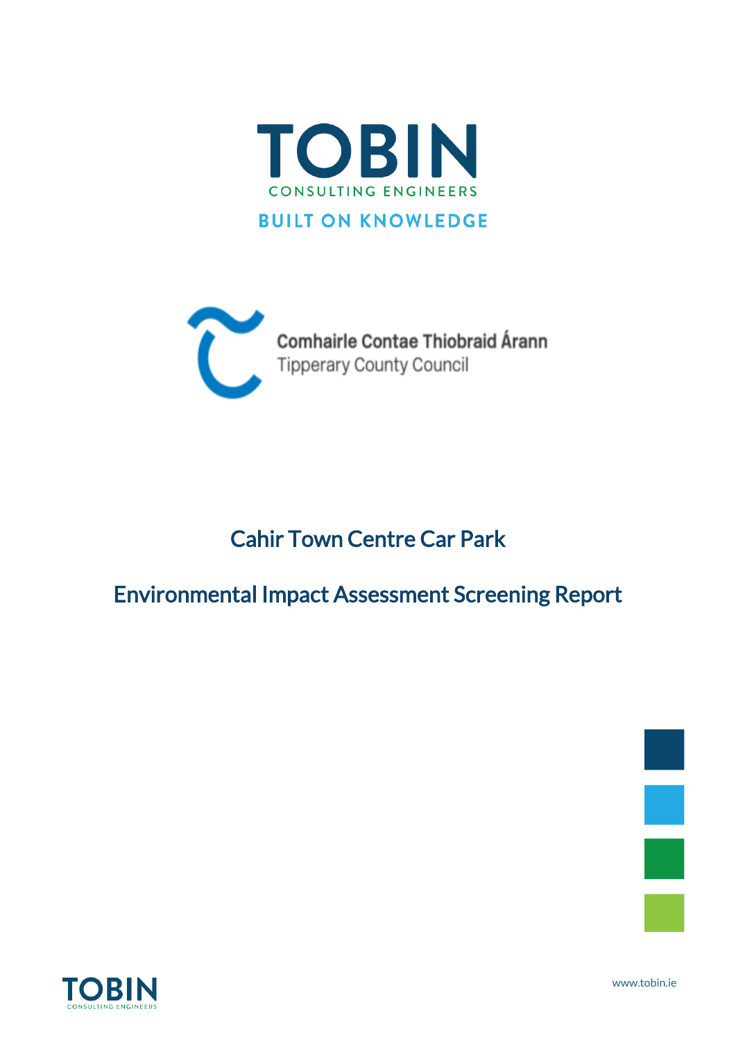TOBIN

CONSULTING ENGINEERS

BUILT ON KNOWLEDGE

Comhairle Contae Thiobraid Árann

Tipperary County Council

# Cahir Town Centre Car Park

# Environmental Impact Assessment Screening Report

www.tobin.ie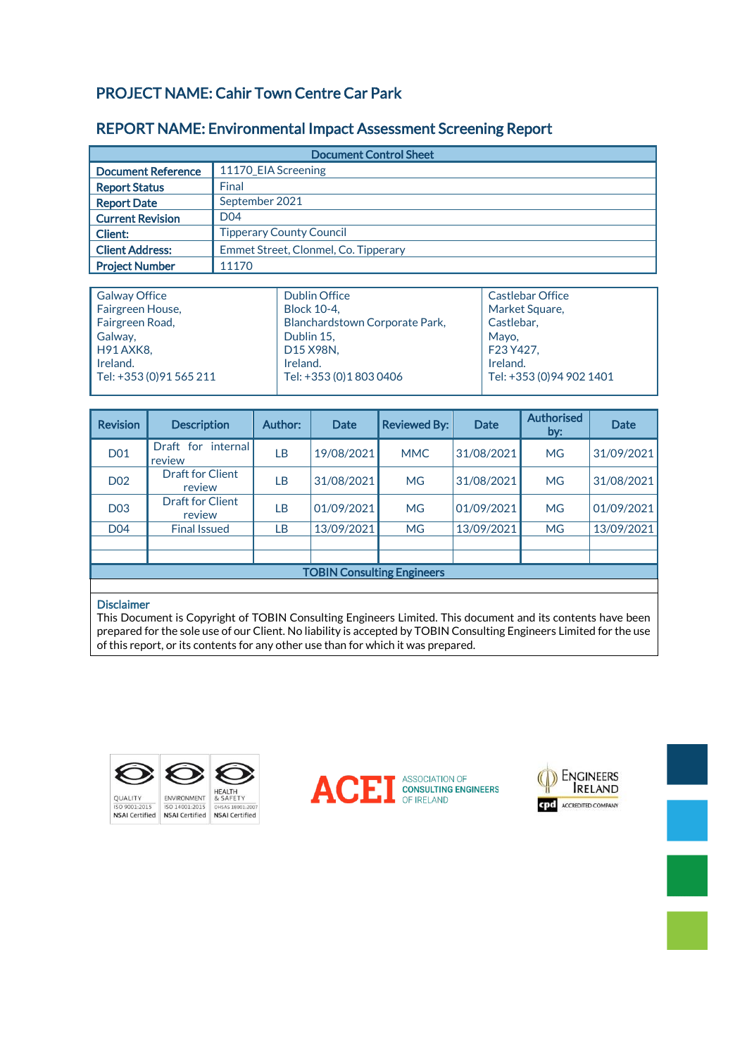## PROJECT NAME: Cahir Town Centre Car Park

## REPORT NAME: Environmental Impact Assessment Screening Report

| Document Control Sheet | |
|---|---|
| **Document Reference** | 11170_EIA Screening |
| **Report Status** | Final |
| **Report Date** | September 2021 |
| **Current Revision** | D04 |
| **Client:** | Tipperary County Council |
| **Client Address:** | Emmet Street, Clonmel, Co. Tipperary |
| **Project Number** | 11170 |

| Galway Office | Dublin Office | Castlebar Office |
|---|---|---|
| Fairgreen House,<br>Fairgreen Road,<br>Galway,<br>H91 AXK8,<br>Ireland.<br>Tel: +353 (0)91 565 211 | Block 10-4,<br>Blanchardstown Corporate Park,<br>Dublin 15,<br>D15 X98N,<br>Ireland.<br>Tel: +353 (0)1 803 0406 | Market Square,<br>Castlebar,<br>Mayo,<br>F23 Y427,<br>Ireland.<br>Tel: +353 (0)94 902 1401 |

| Revision | Description | Author: | Date | Reviewed By: | Date | Authorised by: | Date |
|---|---|---|---|---|---|---|---|
| D01 | Draft for internal review | LB | 19/08/2021 | MMC | 31/08/2021 | MG | 31/09/2021 |
| D02 | Draft for Client review | LB | 31/08/2021 | MG | 31/08/2021 | MG | 31/08/2021 |
| D03 | Draft for Client review | LB | 01/09/2021 | MG | 01/09/2021 | MG | 01/09/2021 |
| D04 | Final Issued | LB | 13/09/2021 | MG | 13/09/2021 | MG | 13/09/2021 |
| | | | | | | | |
| | | | | | | | |

**TOBIN Consulting Engineers**

**Disclaimer**

This Document is Copyright of TOBIN Consulting Engineers Limited. This document and its contents have been prepared for the sole use of our Client. No liability is accepted by TOBIN Consulting Engineers Limited for the use of this report, or its contents for any other use than for which it was prepared.

QUALITY ISO 9001:2015 NSAI Certified | ENVIRONMENT ISO 14001:2015 NSAI Certified | HEALTH & SAFETY OHSAS 18001:2007 NSAI Certified

ACEI ASSOCIATION OF CONSULTING ENGINEERS OF IRELAND

ENGINEERS IRELAND cpd ACCREDITED COMPANY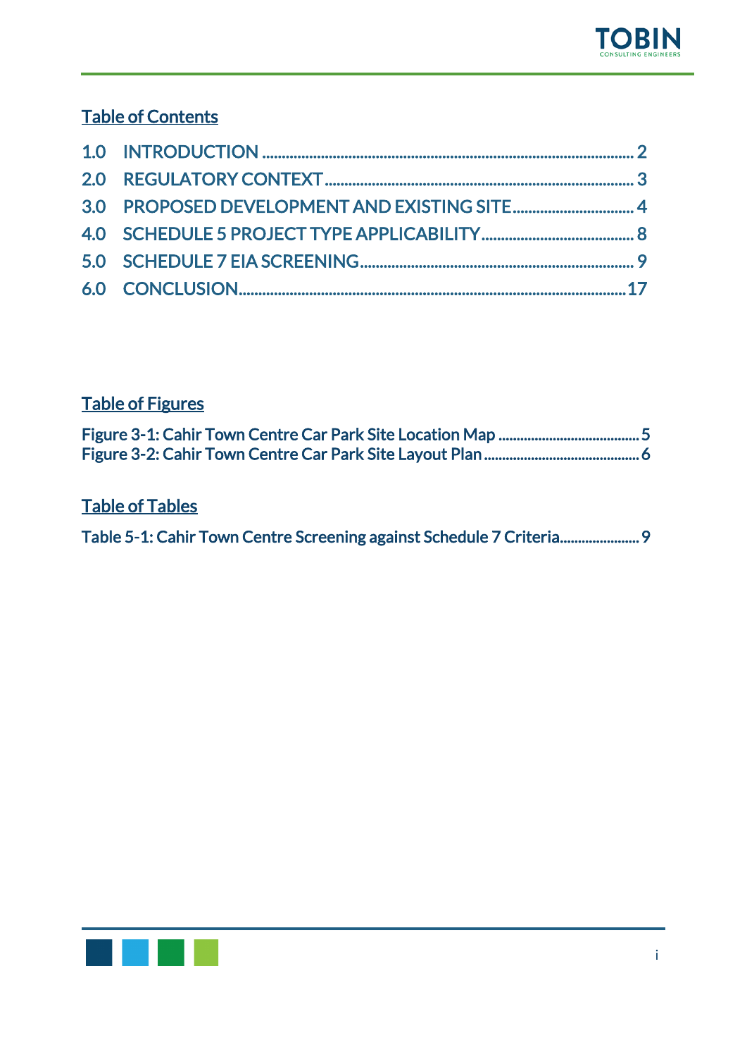## Table of Contents

1.0 INTRODUCTION ........................................................................................... 2
2.0 REGULATORY CONTEXT ............................................................................... 3
3.0 PROPOSED DEVELOPMENT AND EXISTING SITE ............................................ 4
4.0 SCHEDULE 5 PROJECT TYPE APPLICABILITY .................................................. 8
5.0 SCHEDULE 7 EIA SCREENING ....................................................................... 9
6.0 CONCLUSION ............................................................................................. 17

## Table of Figures

Figure 3-1: Cahir Town Centre Car Park Site Location Map ........................................ 5
Figure 3-2: Cahir Town Centre Car Park Site Layout Plan ........................................... 6

## Table of Tables

Table 5-1: Cahir Town Centre Screening against Schedule 7 Criteria........................ 9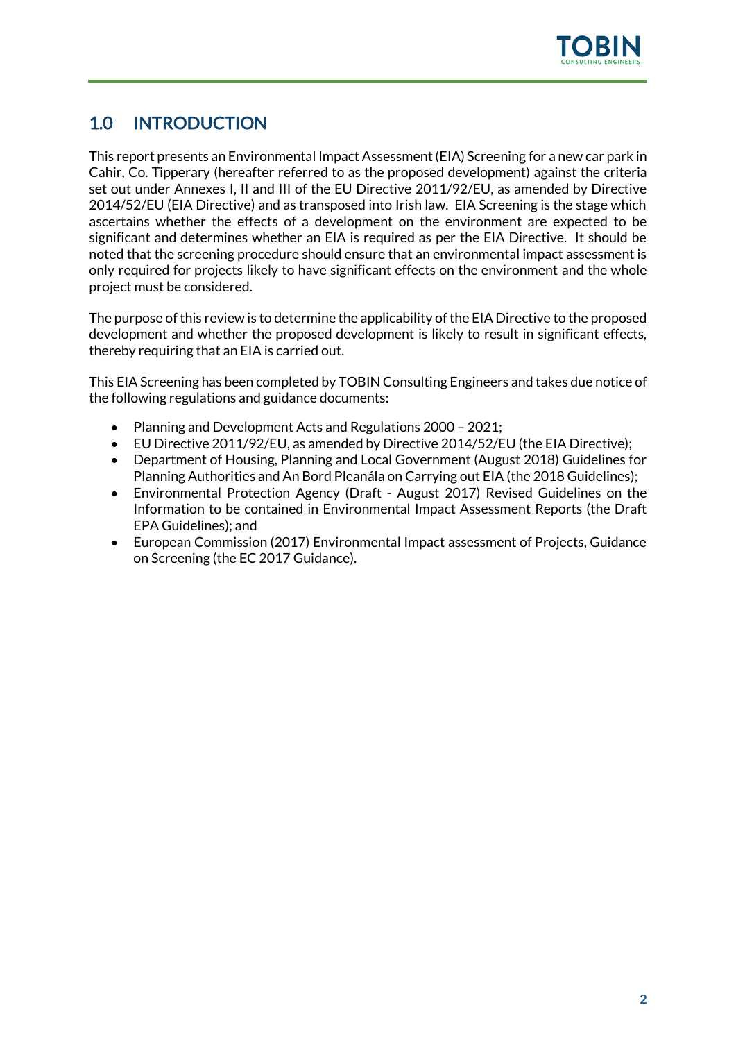# 1.0 INTRODUCTION

This report presents an Environmental Impact Assessment (EIA) Screening for a new car park in Cahir, Co. Tipperary (hereafter referred to as the proposed development) against the criteria set out under Annexes I, II and III of the EU Directive 2011/92/EU, as amended by Directive 2014/52/EU (EIA Directive) and as transposed into Irish law. EIA Screening is the stage which ascertains whether the effects of a development on the environment are expected to be significant and determines whether an EIA is required as per the EIA Directive. It should be noted that the screening procedure should ensure that an environmental impact assessment is only required for projects likely to have significant effects on the environment and the whole project must be considered.

The purpose of this review is to determine the applicability of the EIA Directive to the proposed development and whether the proposed development is likely to result in significant effects, thereby requiring that an EIA is carried out.

This EIA Screening has been completed by TOBIN Consulting Engineers and takes due notice of the following regulations and guidance documents:

- Planning and Development Acts and Regulations 2000 – 2021;
- EU Directive 2011/92/EU, as amended by Directive 2014/52/EU (the EIA Directive);
- Department of Housing, Planning and Local Government (August 2018) Guidelines for Planning Authorities and An Bord Pleanála on Carrying out EIA (the 2018 Guidelines);
- Environmental Protection Agency (Draft - August 2017) Revised Guidelines on the Information to be contained in Environmental Impact Assessment Reports (the Draft EPA Guidelines); and
- European Commission (2017) Environmental Impact assessment of Projects, Guidance on Screening (the EC 2017 Guidance).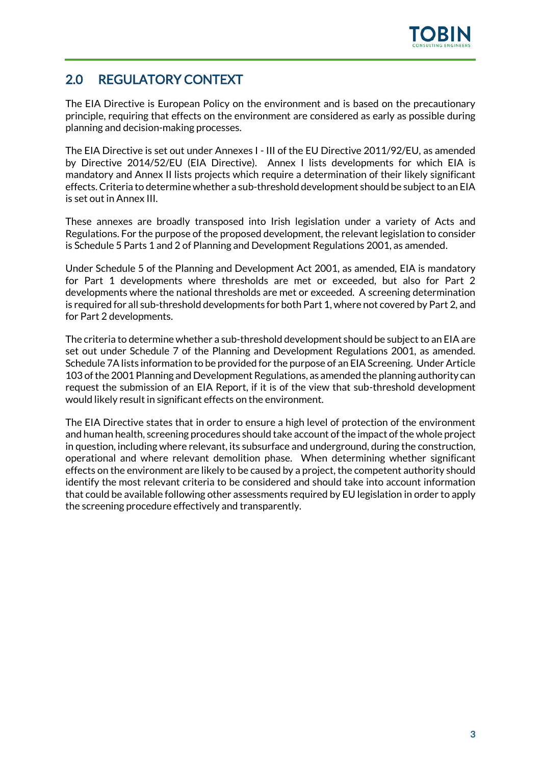## 2.0 REGULATORY CONTEXT

The EIA Directive is European Policy on the environment and is based on the precautionary principle, requiring that effects on the environment are considered as early as possible during planning and decision-making processes.

The EIA Directive is set out under Annexes I - III of the EU Directive 2011/92/EU, as amended by Directive 2014/52/EU (EIA Directive). Annex I lists developments for which EIA is mandatory and Annex II lists projects which require a determination of their likely significant effects. Criteria to determine whether a sub-threshold development should be subject to an EIA is set out in Annex III.

These annexes are broadly transposed into Irish legislation under a variety of Acts and Regulations. For the purpose of the proposed development, the relevant legislation to consider is Schedule 5 Parts 1 and 2 of Planning and Development Regulations 2001, as amended.

Under Schedule 5 of the Planning and Development Act 2001, as amended, EIA is mandatory for Part 1 developments where thresholds are met or exceeded, but also for Part 2 developments where the national thresholds are met or exceeded. A screening determination is required for all sub-threshold developments for both Part 1, where not covered by Part 2, and for Part 2 developments.

The criteria to determine whether a sub-threshold development should be subject to an EIA are set out under Schedule 7 of the Planning and Development Regulations 2001, as amended. Schedule 7A lists information to be provided for the purpose of an EIA Screening. Under Article 103 of the 2001 Planning and Development Regulations, as amended the planning authority can request the submission of an EIA Report, if it is of the view that sub-threshold development would likely result in significant effects on the environment.

The EIA Directive states that in order to ensure a high level of protection of the environment and human health, screening procedures should take account of the impact of the whole project in question, including where relevant, its subsurface and underground, during the construction, operational and where relevant demolition phase. When determining whether significant effects on the environment are likely to be caused by a project, the competent authority should identify the most relevant criteria to be considered and should take into account information that could be available following other assessments required by EU legislation in order to apply the screening procedure effectively and transparently.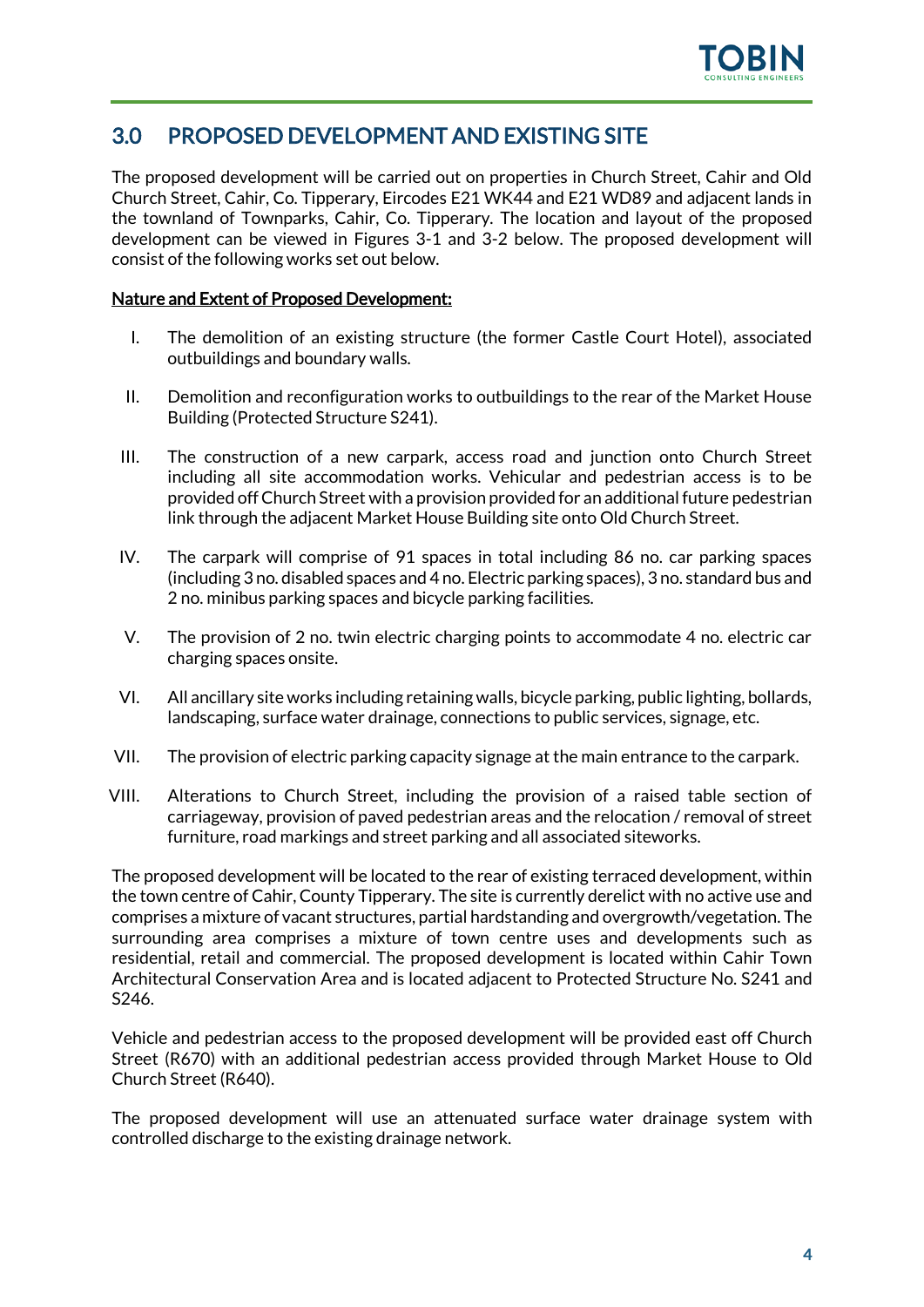## 3.0 PROPOSED DEVELOPMENT AND EXISTING SITE

The proposed development will be carried out on properties in Church Street, Cahir and Old Church Street, Cahir, Co. Tipperary, Eircodes E21 WK44 and E21 WD89 and adjacent lands in the townland of Townparks, Cahir, Co. Tipperary. The location and layout of the proposed development can be viewed in Figures 3-1 and 3-2 below. The proposed development will consist of the following works set out below.

<u>**Nature and Extent of Proposed Development:**</u>

I. The demolition of an existing structure (the former Castle Court Hotel), associated outbuildings and boundary walls.

II. Demolition and reconfiguration works to outbuildings to the rear of the Market House Building (Protected Structure S241).

III. The construction of a new carpark, access road and junction onto Church Street including all site accommodation works. Vehicular and pedestrian access is to be provided off Church Street with a provision provided for an additional future pedestrian link through the adjacent Market House Building site onto Old Church Street.

IV. The carpark will comprise of 91 spaces in total including 86 no. car parking spaces (including 3 no. disabled spaces and 4 no. Electric parking spaces), 3 no. standard bus and 2 no. minibus parking spaces and bicycle parking facilities.

V. The provision of 2 no. twin electric charging points to accommodate 4 no. electric car charging spaces onsite.

VI. All ancillary site works including retaining walls, bicycle parking, public lighting, bollards, landscaping, surface water drainage, connections to public services, signage, etc.

VII. The provision of electric parking capacity signage at the main entrance to the carpark.

VIII. Alterations to Church Street, including the provision of a raised table section of carriageway, provision of paved pedestrian areas and the relocation / removal of street furniture, road markings and street parking and all associated siteworks.

The proposed development will be located to the rear of existing terraced development, within the town centre of Cahir, County Tipperary. The site is currently derelict with no active use and comprises a mixture of vacant structures, partial hardstanding and overgrowth/vegetation. The surrounding area comprises a mixture of town centre uses and developments such as residential, retail and commercial. The proposed development is located within Cahir Town Architectural Conservation Area and is located adjacent to Protected Structure No. S241 and S246.

Vehicle and pedestrian access to the proposed development will be provided east off Church Street (R670) with an additional pedestrian access provided through Market House to Old Church Street (R640).

The proposed development will use an attenuated surface water drainage system with controlled discharge to the existing drainage network.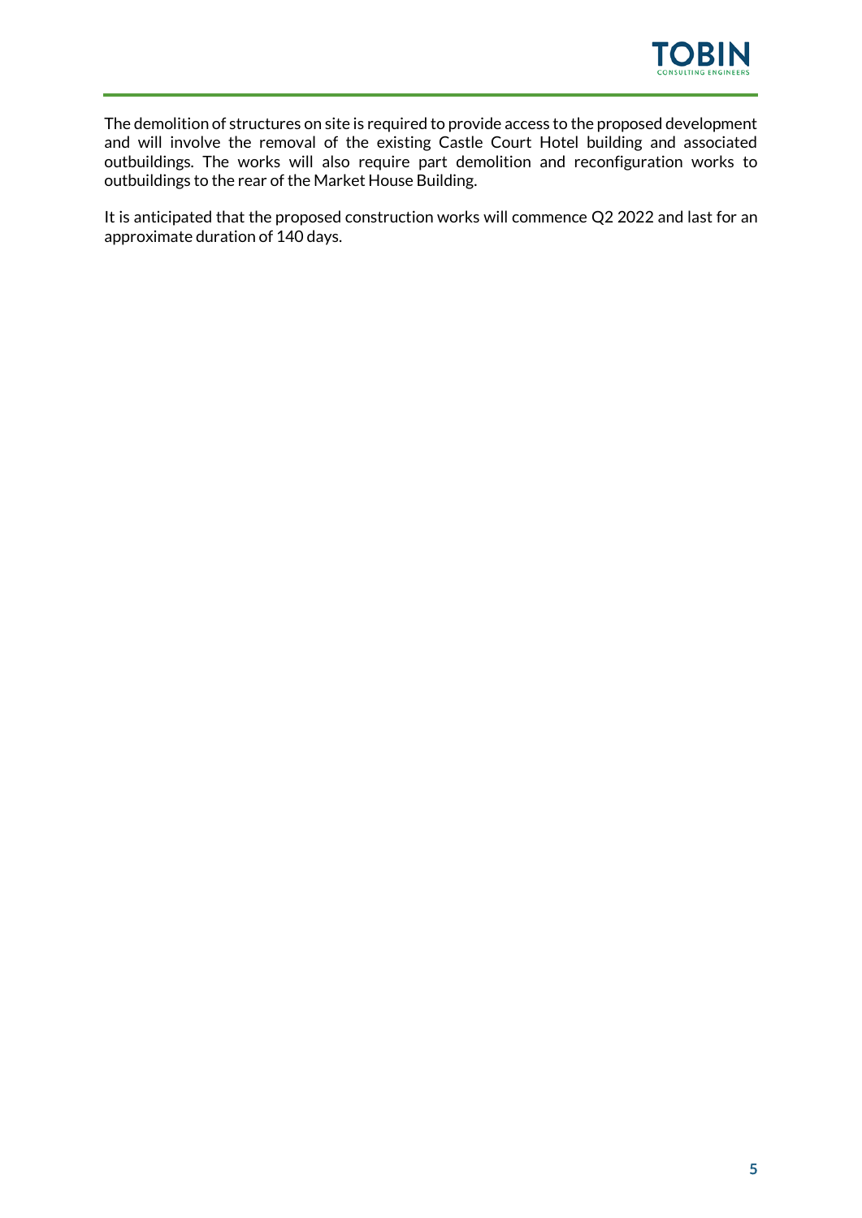The demolition of structures on site is required to provide access to the proposed development and will involve the removal of the existing Castle Court Hotel building and associated outbuildings. The works will also require part demolition and reconfiguration works to outbuildings to the rear of the Market House Building.

It is anticipated that the proposed construction works will commence Q2 2022 and last for an approximate duration of 140 days.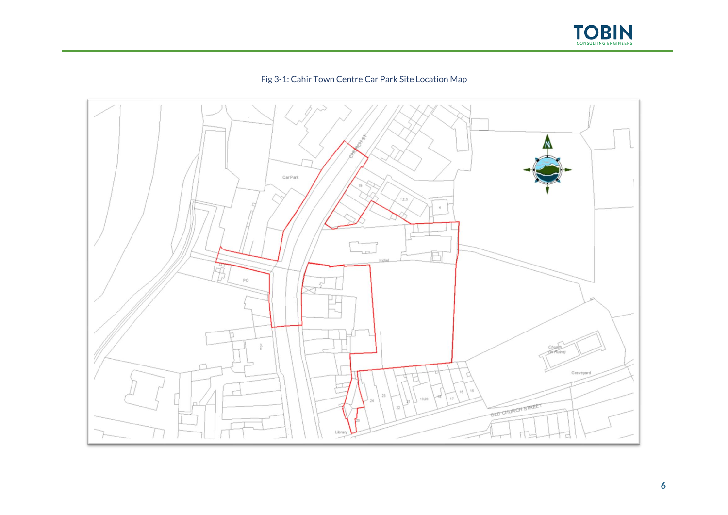Fig 3-1: Cahir Town Centre Car Park Site Location Map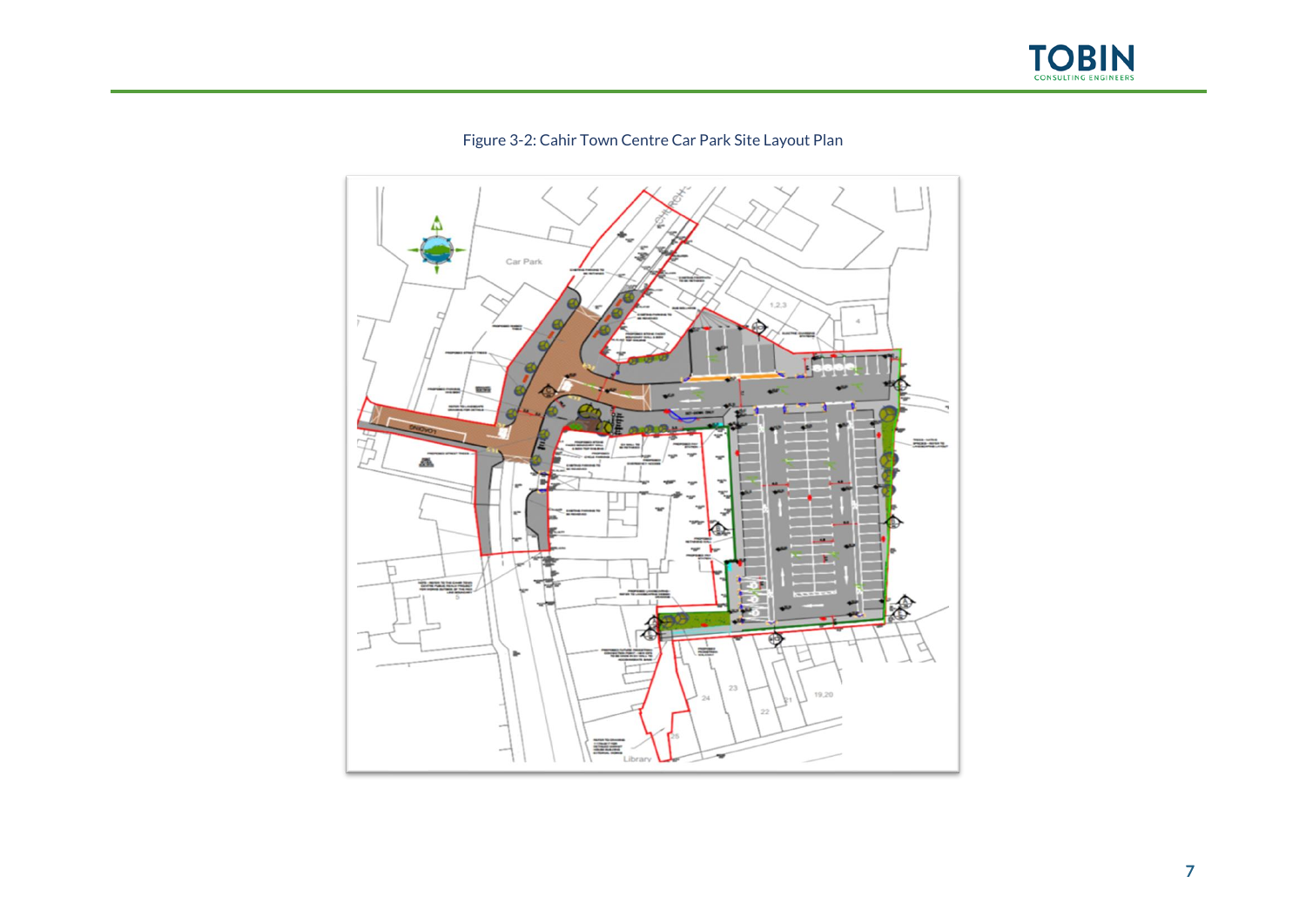Figure 3-2: Cahir Town Centre Car Park Site Layout Plan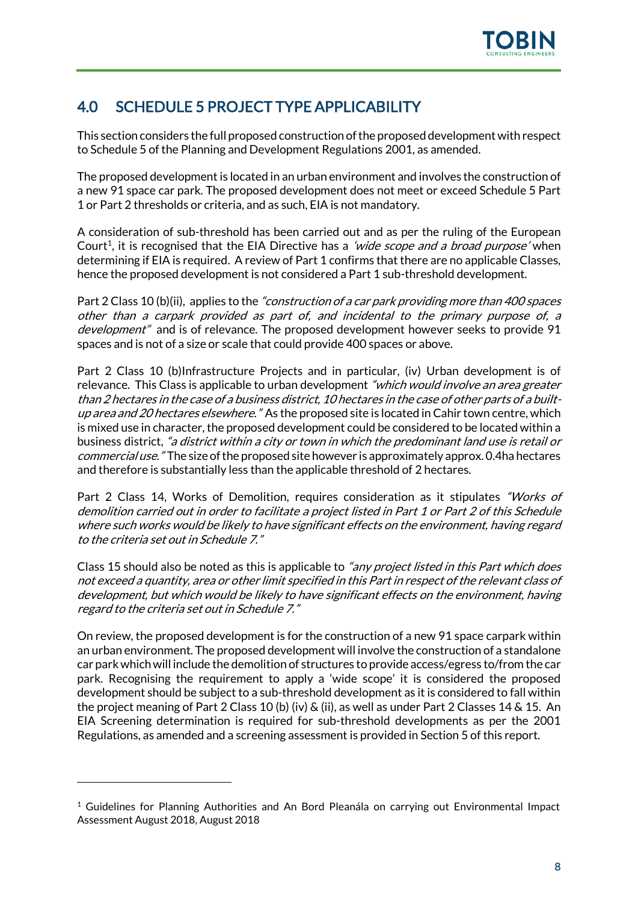## 4.0 SCHEDULE 5 PROJECT TYPE APPLICABILITY

This section considers the full proposed construction of the proposed development with respect to Schedule 5 of the Planning and Development Regulations 2001, as amended.

The proposed development is located in an urban environment and involves the construction of a new 91 space car park. The proposed development does not meet or exceed Schedule 5 Part 1 or Part 2 thresholds or criteria, and as such, EIA is not mandatory.

A consideration of sub-threshold has been carried out and as per the ruling of the European Court[1], it is recognised that the EIA Directive has a *'wide scope and a broad purpose'* when determining if EIA is required. A review of Part 1 confirms that there are no applicable Classes, hence the proposed development is not considered a Part 1 sub-threshold development.

Part 2 Class 10 (b)(ii), applies to the *"construction of a car park providing more than 400 spaces other than a carpark provided as part of, and incidental to the primary purpose of, a development"* and is of relevance. The proposed development however seeks to provide 91 spaces and is not of a size or scale that could provide 400 spaces or above.

Part 2 Class 10 (b)Infrastructure Projects and in particular, (iv) Urban development is of relevance. This Class is applicable to urban development *"which would involve an area greater than 2 hectares in the case of a business district, 10 hectares in the case of other parts of a built-up area and 20 hectares elsewhere."* As the proposed site is located in Cahir town centre, which is mixed use in character, the proposed development could be considered to be located within a business district, *"a district within a city or town in which the predominant land use is retail or commercial use."* The size of the proposed site however is approximately approx. 0.4ha hectares and therefore is substantially less than the applicable threshold of 2 hectares.

Part 2 Class 14, Works of Demolition, requires consideration as it stipulates *"Works of demolition carried out in order to facilitate a project listed in Part 1 or Part 2 of this Schedule where such works would be likely to have significant effects on the environment, having regard to the criteria set out in Schedule 7."*

Class 15 should also be noted as this is applicable to *"any project listed in this Part which does not exceed a quantity, area or other limit specified in this Part in respect of the relevant class of development, but which would be likely to have significant effects on the environment, having regard to the criteria set out in Schedule 7."*

On review, the proposed development is for the construction of a new 91 space carpark within an urban environment. The proposed development will involve the construction of a standalone car park which will include the demolition of structures to provide access/egress to/from the car park. Recognising the requirement to apply a 'wide scope' it is considered the proposed development should be subject to a sub-threshold development as it is considered to fall within the project meaning of Part 2 Class 10 (b) (iv) & (ii), as well as under Part 2 Classes 14 & 15. An EIA Screening determination is required for sub-threshold developments as per the 2001 Regulations, as amended and a screening assessment is provided in Section 5 of this report.

---

[1] Guidelines for Planning Authorities and An Bord Pleanála on carrying out Environmental Impact Assessment August 2018, August 2018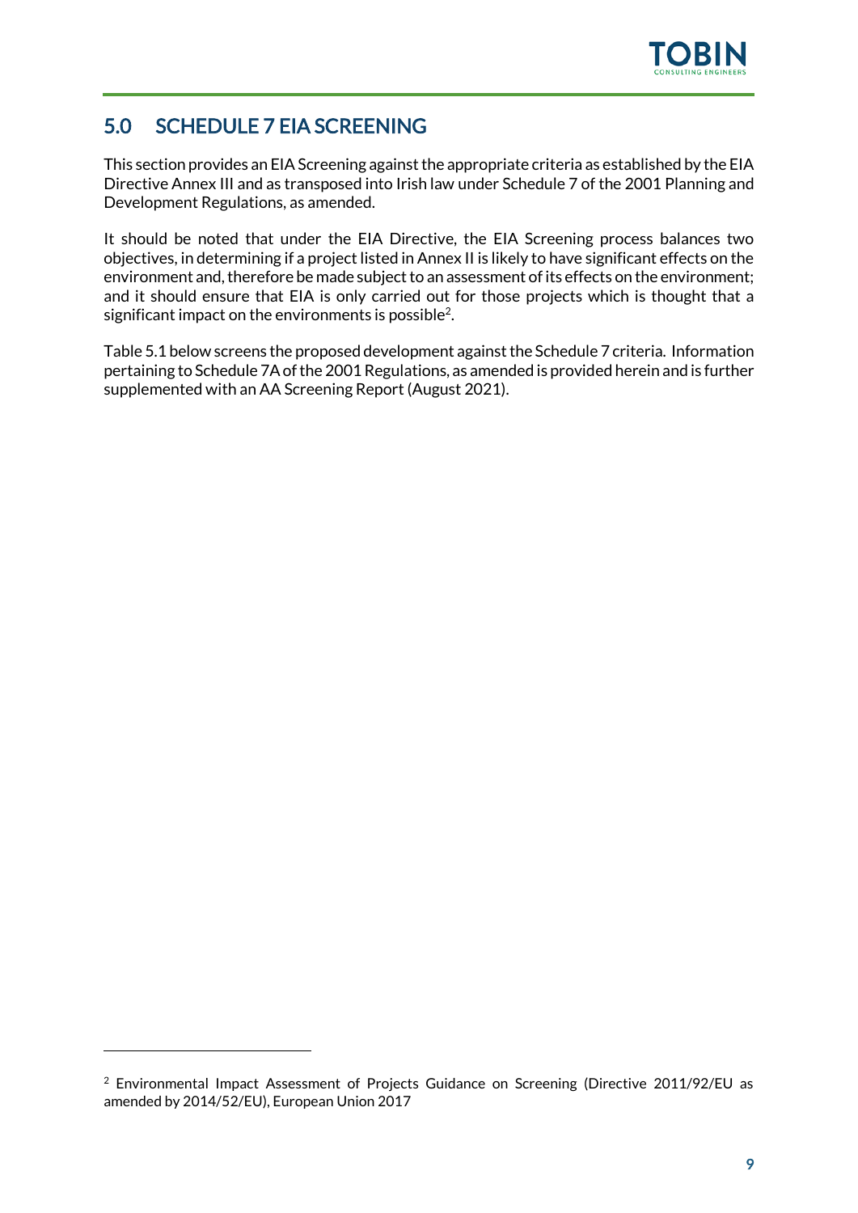## 5.0 SCHEDULE 7 EIA SCREENING

This section provides an EIA Screening against the appropriate criteria as established by the EIA Directive Annex III and as transposed into Irish law under Schedule 7 of the 2001 Planning and Development Regulations, as amended.

It should be noted that under the EIA Directive, the EIA Screening process balances two objectives, in determining if a project listed in Annex II is likely to have significant effects on the environment and, therefore be made subject to an assessment of its effects on the environment; and it should ensure that EIA is only carried out for those projects which is thought that a significant impact on the environments is possible[2].

Table 5.1 below screens the proposed development against the Schedule 7 criteria. Information pertaining to Schedule 7A of the 2001 Regulations, as amended is provided herein and is further supplemented with an AA Screening Report (August 2021).

---

[2] Environmental Impact Assessment of Projects Guidance on Screening (Directive 2011/92/EU as amended by 2014/52/EU), European Union 2017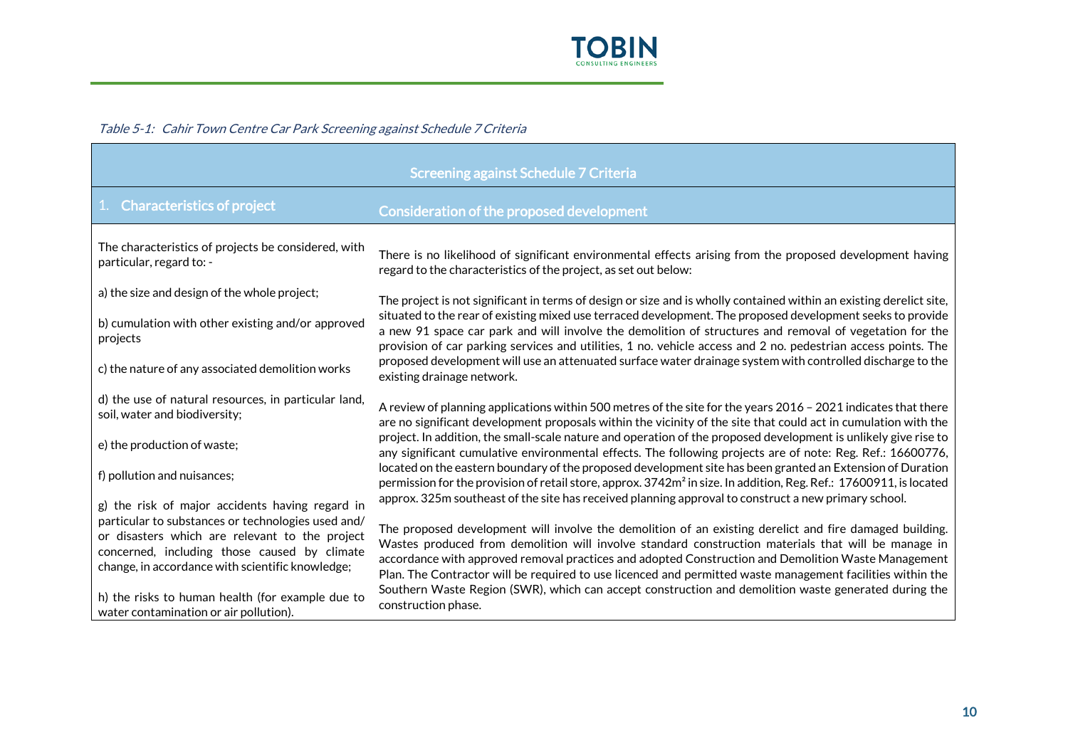*Table 5-1: Cahir Town Centre Car Park Screening against Schedule 7 Criteria*

| Screening against Schedule 7 Criteria | |
|---|---|
| **1. Characteristics of project** | **Consideration of the proposed development** |
| The characteristics of projects be considered, with particular, regard to: -<br><br>a) the size and design of the whole project;<br><br>b) cumulation with other existing and/or approved projects<br><br>c) the nature of any associated demolition works<br><br>d) the use of natural resources, in particular land, soil, water and biodiversity;<br><br>e) the production of waste;<br><br>f) pollution and nuisances;<br><br>g) the risk of major accidents having regard in particular to substances or technologies used and/ or disasters which are relevant to the project concerned, including those caused by climate change, in accordance with scientific knowledge;<br><br>h) the risks to human health (for example due to water contamination or air pollution). | There is no likelihood of significant environmental effects arising from the proposed development having regard to the characteristics of the project, as set out below:<br><br>The project is not significant in terms of design or size and is wholly contained within an existing derelict site, situated to the rear of existing mixed use terraced development. The proposed development seeks to provide a new 91 space car park and will involve the demolition of structures and removal of vegetation for the provision of car parking services and utilities, 1 no. vehicle access and 2 no. pedestrian access points. The proposed development will use an attenuated surface water drainage system with controlled discharge to the existing drainage network.<br><br>A review of planning applications within 500 metres of the site for the years 2016 – 2021 indicates that there are no significant development proposals within the vicinity of the site that could act in cumulation with the project. In addition, the small-scale nature and operation of the proposed development is unlikely give rise to any significant cumulative environmental effects. The following projects are of note: Reg. Ref.: 16600776, located on the eastern boundary of the proposed development site has been granted an Extension of Duration permission for the provision of retail store, approx. 3742m² in size. In addition, Reg. Ref.: 17600911, is located approx. 325m southeast of the site has received planning approval to construct a new primary school.<br><br>The proposed development will involve the demolition of an existing derelict and fire damaged building. Wastes produced from demolition will involve standard construction materials that will be manage in accordance with approved removal practices and adopted Construction and Demolition Waste Management Plan. The Contractor will be required to use licenced and permitted waste management facilities within the Southern Waste Region (SWR), which can accept construction and demolition waste generated during the construction phase. |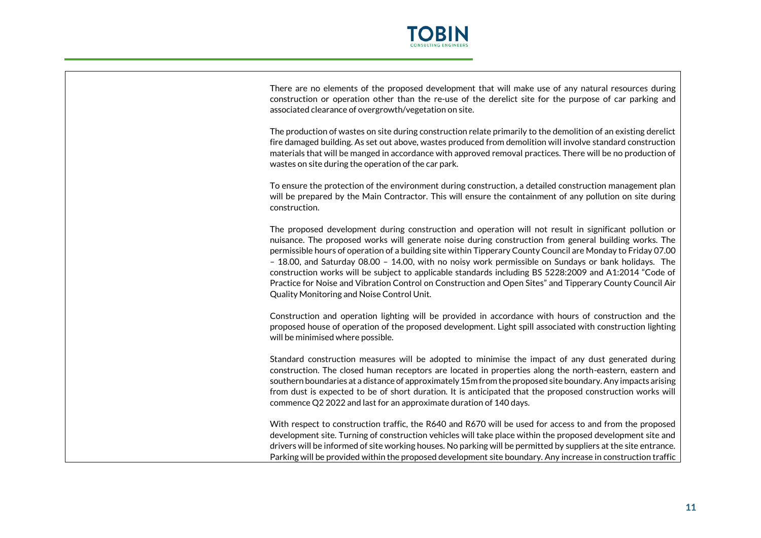There are no elements of the proposed development that will make use of any natural resources during construction or operation other than the re-use of the derelict site for the purpose of car parking and associated clearance of overgrowth/vegetation on site.

The production of wastes on site during construction relate primarily to the demolition of an existing derelict fire damaged building. As set out above, wastes produced from demolition will involve standard construction materials that will be manged in accordance with approved removal practices. There will be no production of wastes on site during the operation of the car park.

To ensure the protection of the environment during construction, a detailed construction management plan will be prepared by the Main Contractor. This will ensure the containment of any pollution on site during construction.

The proposed development during construction and operation will not result in significant pollution or nuisance. The proposed works will generate noise during construction from general building works. The permissible hours of operation of a building site within Tipperary County Council are Monday to Friday 07.00 – 18.00, and Saturday 08.00 – 14.00, with no noisy work permissible on Sundays or bank holidays. The construction works will be subject to applicable standards including BS 5228:2009 and A1:2014 "Code of Practice for Noise and Vibration Control on Construction and Open Sites" and Tipperary County Council Air Quality Monitoring and Noise Control Unit.

Construction and operation lighting will be provided in accordance with hours of construction and the proposed house of operation of the proposed development. Light spill associated with construction lighting will be minimised where possible.

Standard construction measures will be adopted to minimise the impact of any dust generated during construction. The closed human receptors are located in properties along the north-eastern, eastern and southern boundaries at a distance of approximately 15m from the proposed site boundary. Any impacts arising from dust is expected to be of short duration. It is anticipated that the proposed construction works will commence Q2 2022 and last for an approximate duration of 140 days.

With respect to construction traffic, the R640 and R670 will be used for access to and from the proposed development site. Turning of construction vehicles will take place within the proposed development site and drivers will be informed of site working houses. No parking will be permitted by suppliers at the site entrance. Parking will be provided within the proposed development site boundary. Any increase in construction traffic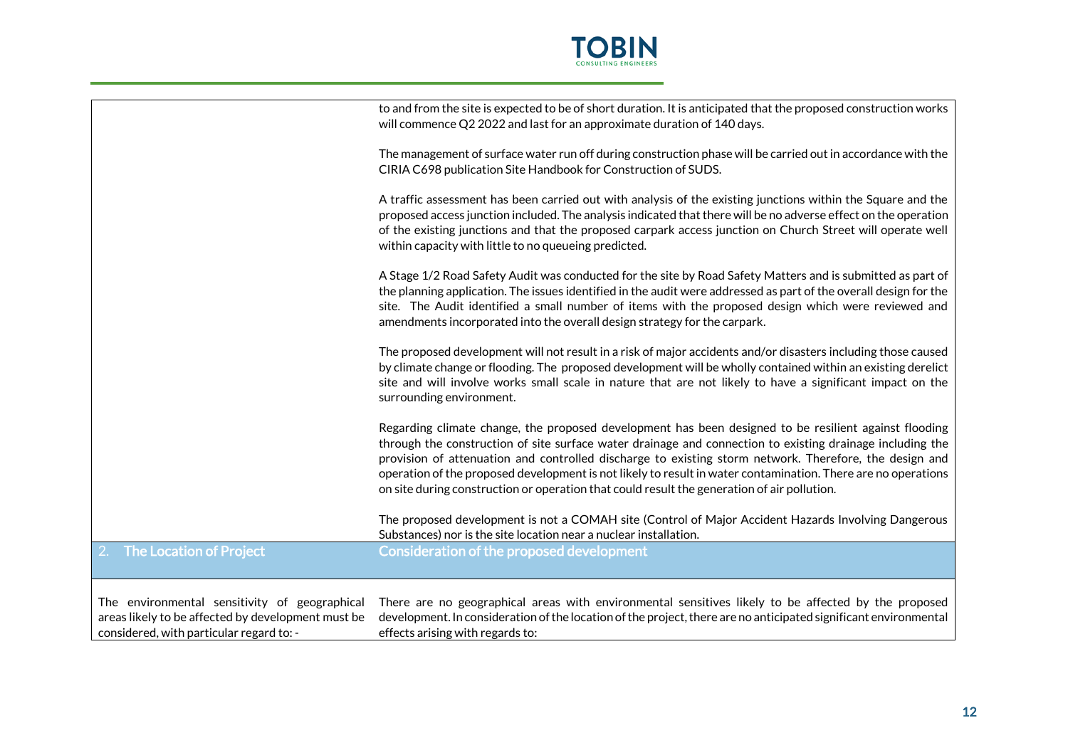| | |
|---|---|
| | to and from the site is expected to be of short duration. It is anticipated that the proposed construction works will commence Q2 2022 and last for an approximate duration of 140 days.<br><br>The management of surface water run off during construction phase will be carried out in accordance with the CIRIA C698 publication Site Handbook for Construction of SUDS.<br><br>A traffic assessment has been carried out with analysis of the existing junctions within the Square and the proposed access junction included. The analysis indicated that there will be no adverse effect on the operation of the existing junctions and that the proposed carpark access junction on Church Street will operate well within capacity with little to no queueing predicted.<br><br>A Stage 1/2 Road Safety Audit was conducted for the site by Road Safety Matters and is submitted as part of the planning application. The issues identified in the audit were addressed as part of the overall design for the site. The Audit identified a small number of items with the proposed design which were reviewed and amendments incorporated into the overall design strategy for the carpark.<br><br>The proposed development will not result in a risk of major accidents and/or disasters including those caused by climate change or flooding. The proposed development will be wholly contained within an existing derelict site and will involve works small scale in nature that are not likely to have a significant impact on the surrounding environment.<br><br>Regarding climate change, the proposed development has been designed to be resilient against flooding through the construction of site surface water drainage and connection to existing drainage including the provision of attenuation and controlled discharge to existing storm network. Therefore, the design and operation of the proposed development is not likely to result in water contamination. There are no operations on site during construction or operation that could result the generation of air pollution.<br><br>The proposed development is not a COMAH site (Control of Major Accident Hazards Involving Dangerous Substances) nor is the site location near a nuclear installation. |
| **2. The Location of Project** | **Consideration of the proposed development** |
| The environmental sensitivity of geographical areas likely to be affected by development must be considered, with particular regard to: - | There are no geographical areas with environmental sensitives likely to be affected by the proposed development. In consideration of the location of the project, there are no anticipated significant environmental effects arising with regards to: |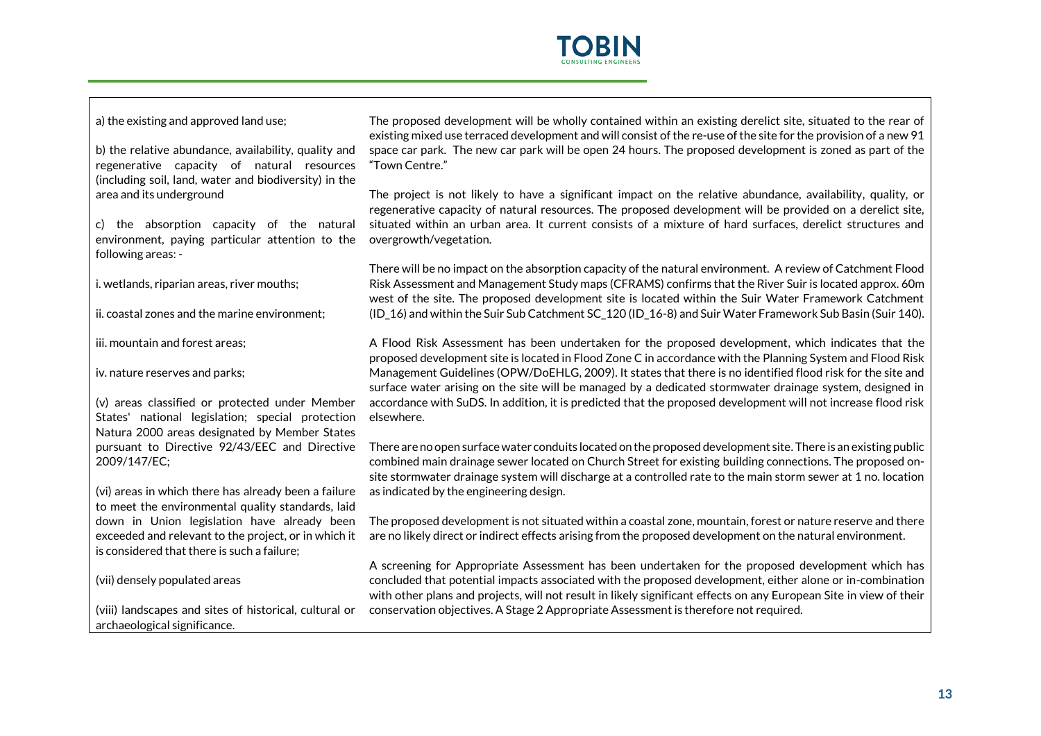| | |
|---|---|
| a) the existing and approved land use;<br><br>b) the relative abundance, availability, quality and regenerative capacity of natural resources (including soil, land, water and biodiversity) in the area and its underground<br><br>c) the absorption capacity of the natural environment, paying particular attention to the following areas: -<br><br>i. wetlands, riparian areas, river mouths;<br><br>ii. coastal zones and the marine environment;<br><br>iii. mountain and forest areas;<br><br>iv. nature reserves and parks;<br><br>(v) areas classified or protected under Member States' national legislation; special protection Natura 2000 areas designated by Member States pursuant to Directive 92/43/EEC and Directive 2009/147/EC;<br><br>(vi) areas in which there has already been a failure to meet the environmental quality standards, laid down in Union legislation have already been exceeded and relevant to the project, or in which it is considered that there is such a failure;<br><br>(vii) densely populated areas<br><br>(viii) landscapes and sites of historical, cultural or archaeological significance. | The proposed development will be wholly contained within an existing derelict site, situated to the rear of existing mixed use terraced development and will consist of the re-use of the site for the provision of a new 91 space car park. The new car park will be open 24 hours. The proposed development is zoned as part of the "Town Centre."<br><br>The project is not likely to have a significant impact on the relative abundance, availability, quality, or regenerative capacity of natural resources. The proposed development will be provided on a derelict site, situated within an urban area. It current consists of a mixture of hard surfaces, derelict structures and overgrowth/vegetation.<br><br>There will be no impact on the absorption capacity of the natural environment. A review of Catchment Flood Risk Assessment and Management Study maps (CFRAMS) confirms that the River Suir is located approx. 60m west of the site. The proposed development site is located within the Suir Water Framework Catchment (ID_16) and within the Suir Sub Catchment SC_120 (ID_16-8) and Suir Water Framework Sub Basin (Suir 140).<br><br>A Flood Risk Assessment has been undertaken for the proposed development, which indicates that the proposed development site is located in Flood Zone C in accordance with the Planning System and Flood Risk Management Guidelines (OPW/DoEHLG, 2009). It states that there is no identified flood risk for the site and surface water arising on the site will be managed by a dedicated stormwater drainage system, designed in accordance with SuDS. In addition, it is predicted that the proposed development will not increase flood risk elsewhere.<br><br>There are no open surface water conduits located on the proposed development site. There is an existing public combined main drainage sewer located on Church Street for existing building connections. The proposed on-site stormwater drainage system will discharge at a controlled rate to the main storm sewer at 1 no. location as indicated by the engineering design.<br><br>The proposed development is not situated within a coastal zone, mountain, forest or nature reserve and there are no likely direct or indirect effects arising from the proposed development on the natural environment.<br><br>A screening for Appropriate Assessment has been undertaken for the proposed development which has concluded that potential impacts associated with the proposed development, either alone or in-combination with other plans and projects, will not result in likely significant effects on any European Site in view of their conservation objectives. A Stage 2 Appropriate Assessment is therefore not required. |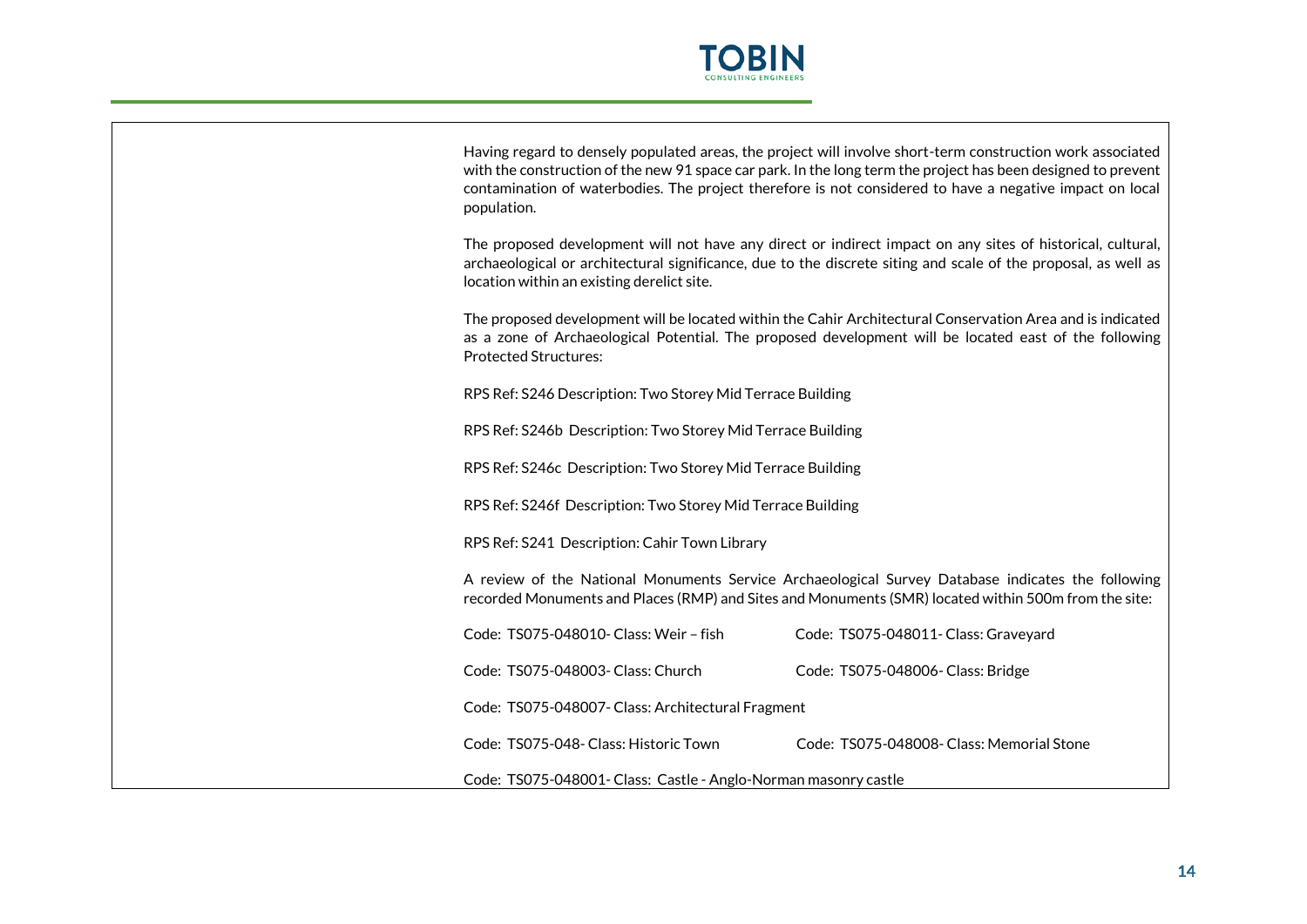Having regard to densely populated areas, the project will involve short-term construction work associated with the construction of the new 91 space car park. In the long term the project has been designed to prevent contamination of waterbodies. The project therefore is not considered to have a negative impact on local population.

The proposed development will not have any direct or indirect impact on any sites of historical, cultural, archaeological or architectural significance, due to the discrete siting and scale of the proposal, as well as location within an existing derelict site.

The proposed development will be located within the Cahir Architectural Conservation Area and is indicated as a zone of Archaeological Potential. The proposed development will be located east of the following Protected Structures:

RPS Ref: S246 Description: Two Storey Mid Terrace Building

RPS Ref: S246b Description: Two Storey Mid Terrace Building

RPS Ref: S246c Description: Two Storey Mid Terrace Building

RPS Ref: S246f Description: Two Storey Mid Terrace Building

RPS Ref: S241 Description: Cahir Town Library

A review of the National Monuments Service Archaeological Survey Database indicates the following recorded Monuments and Places (RMP) and Sites and Monuments (SMR) located within 500m from the site:

Code: TS075-048010- Class: Weir – fish

Code: TS075-048011- Class: Graveyard

Code: TS075-048003- Class: Church

Code: TS075-048006- Class: Bridge

Code: TS075-048007- Class: Architectural Fragment

Code: TS075-048- Class: Historic Town

Code: TS075-048008- Class: Memorial Stone

Code: TS075-048001- Class: Castle - Anglo-Norman masonry castle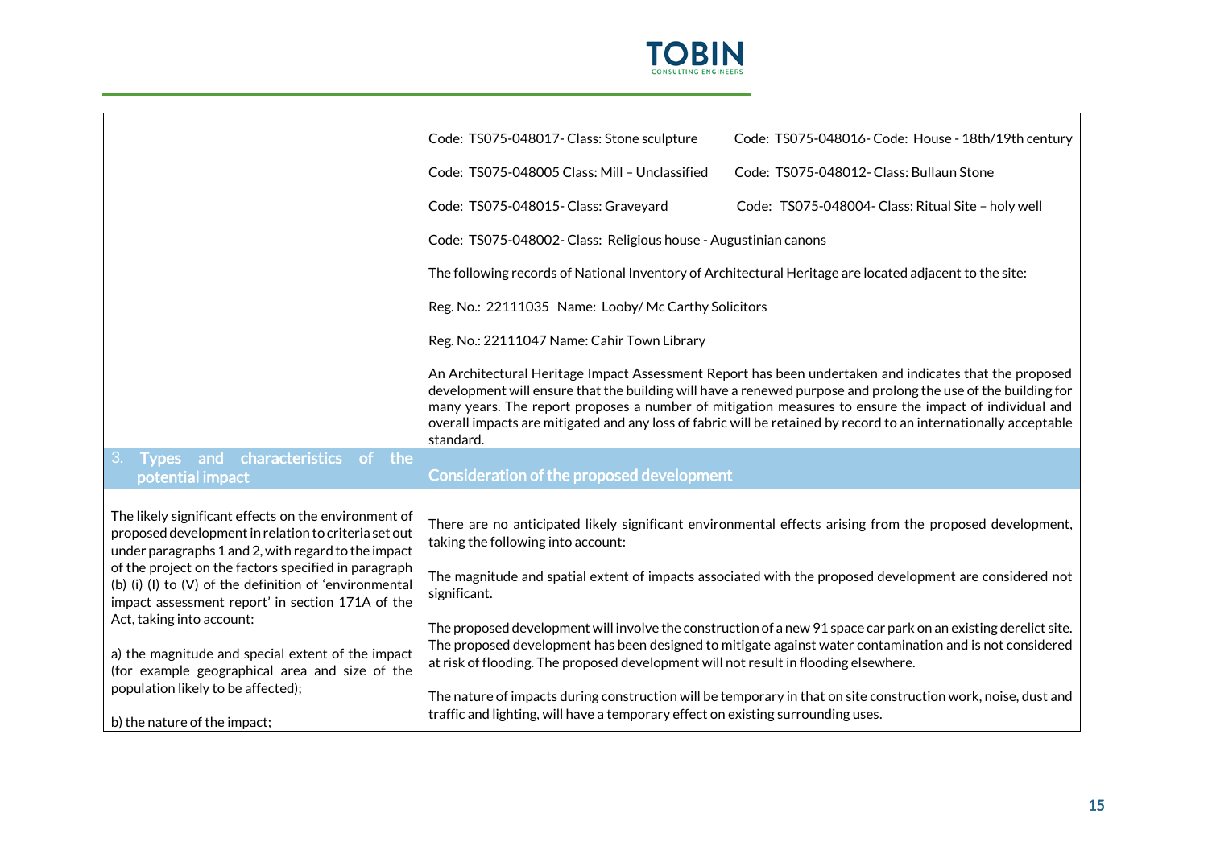| | |
|---|---|
| | Code: TS075-048017- Class: Stone sculpture &nbsp;&nbsp;&nbsp; Code: TS075-048016- Code: House - 18th/19th century<br><br>Code: TS075-048005 Class: Mill – Unclassified &nbsp;&nbsp;&nbsp; Code: TS075-048012- Class: Bullaun Stone<br><br>Code: TS075-048015- Class: Graveyard &nbsp;&nbsp;&nbsp; Code: TS075-048004- Class: Ritual Site – holy well<br><br>Code: TS075-048002- Class: Religious house - Augustinian canons<br><br>The following records of National Inventory of Architectural Heritage are located adjacent to the site:<br><br>Reg. No.: 22111035 Name: Looby/ Mc Carthy Solicitors<br><br>Reg. No.: 22111047 Name: Cahir Town Library<br><br>An Architectural Heritage Impact Assessment Report has been undertaken and indicates that the proposed development will ensure that the building will have a renewed purpose and prolong the use of the building for many years. The report proposes a number of mitigation measures to ensure the impact of individual and overall impacts are mitigated and any loss of fabric will be retained by record to an internationally acceptable standard. |
| **3. Types and characteristics of the potential impact** | **Consideration of the proposed development** |
| The likely significant effects on the environment of proposed development in relation to criteria set out under paragraphs 1 and 2, with regard to the impact of the project on the factors specified in paragraph (b) (i) (I) to (V) of the definition of 'environmental impact assessment report' in section 171A of the Act, taking into account:<br><br>a) the magnitude and special extent of the impact (for example geographical area and size of the population likely to be affected);<br><br>b) the nature of the impact; | There are no anticipated likely significant environmental effects arising from the proposed development, taking the following into account:<br><br>The magnitude and spatial extent of impacts associated with the proposed development are considered not significant.<br><br>The proposed development will involve the construction of a new 91 space car park on an existing derelict site. The proposed development has been designed to mitigate against water contamination and is not considered at risk of flooding. The proposed development will not result in flooding elsewhere.<br><br>The nature of impacts during construction will be temporary in that on site construction work, noise, dust and traffic and lighting, will have a temporary effect on existing surrounding uses. |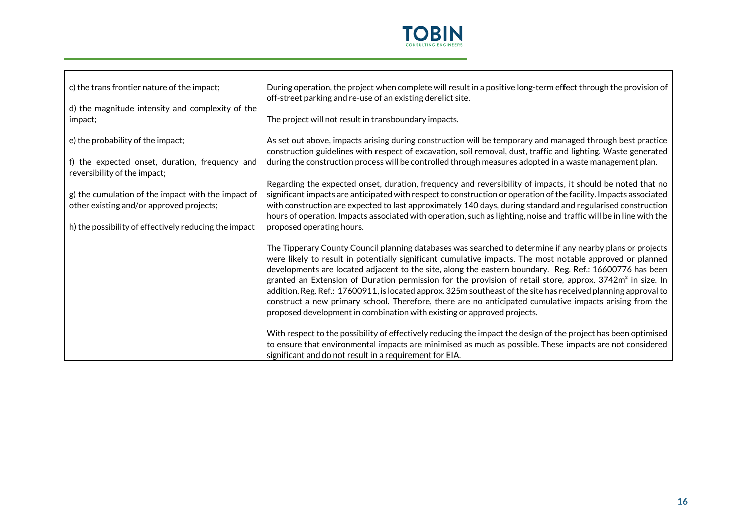| | |
|---|---|
| c) the trans frontier nature of the impact;<br><br>d) the magnitude intensity and complexity of the impact;<br><br>e) the probability of the impact;<br><br>f) the expected onset, duration, frequency and reversibility of the impact;<br><br>g) the cumulation of the impact with the impact of other existing and/or approved projects;<br><br>h) the possibility of effectively reducing the impact | During operation, the project when complete will result in a positive long-term effect through the provision of off-street parking and re-use of an existing derelict site.<br><br>The project will not result in transboundary impacts.<br><br>As set out above, impacts arising during construction will be temporary and managed through best practice construction guidelines with respect of excavation, soil removal, dust, traffic and lighting. Waste generated during the construction process will be controlled through measures adopted in a waste management plan.<br><br>Regarding the expected onset, duration, frequency and reversibility of impacts, it should be noted that no significant impacts are anticipated with respect to construction or operation of the facility. Impacts associated with construction are expected to last approximately 140 days, during standard and regularised construction hours of operation. Impacts associated with operation, such as lighting, noise and traffic will be in line with the proposed operating hours.<br><br>The Tipperary County Council planning databases was searched to determine if any nearby plans or projects were likely to result in potentially significant cumulative impacts. The most notable approved or planned developments are located adjacent to the site, along the eastern boundary. Reg. Ref.: 16600776 has been granted an Extension of Duration permission for the provision of retail store, approx. 3742m² in size. In addition, Reg. Ref.: 17600911, is located approx. 325m southeast of the site has received planning approval to construct a new primary school. Therefore, there are no anticipated cumulative impacts arising from the proposed development in combination with existing or approved projects.<br><br>With respect to the possibility of effectively reducing the impact the design of the project has been optimised to ensure that environmental impacts are minimised as much as possible. These impacts are not considered significant and do not result in a requirement for EIA. |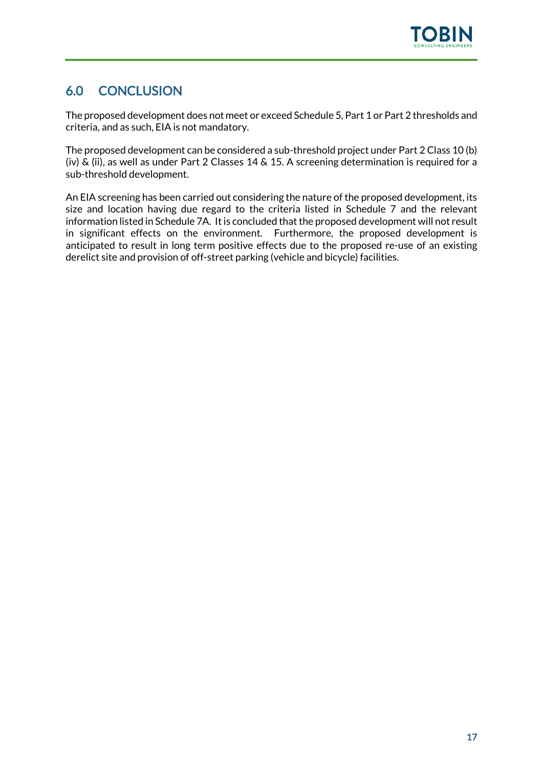## 6.0 CONCLUSION

The proposed development does not meet or exceed Schedule 5, Part 1 or Part 2 thresholds and criteria, and as such, EIA is not mandatory.

The proposed development can be considered a sub-threshold project under Part 2 Class 10 (b) (iv) & (ii), as well as under Part 2 Classes 14 & 15. A screening determination is required for a sub-threshold development.

An EIA screening has been carried out considering the nature of the proposed development, its size and location having due regard to the criteria listed in Schedule 7 and the relevant information listed in Schedule 7A. It is concluded that the proposed development will not result in significant effects on the environment. Furthermore, the proposed development is anticipated to result in long term positive effects due to the proposed re-use of an existing derelict site and provision of off-street parking (vehicle and bicycle) facilities.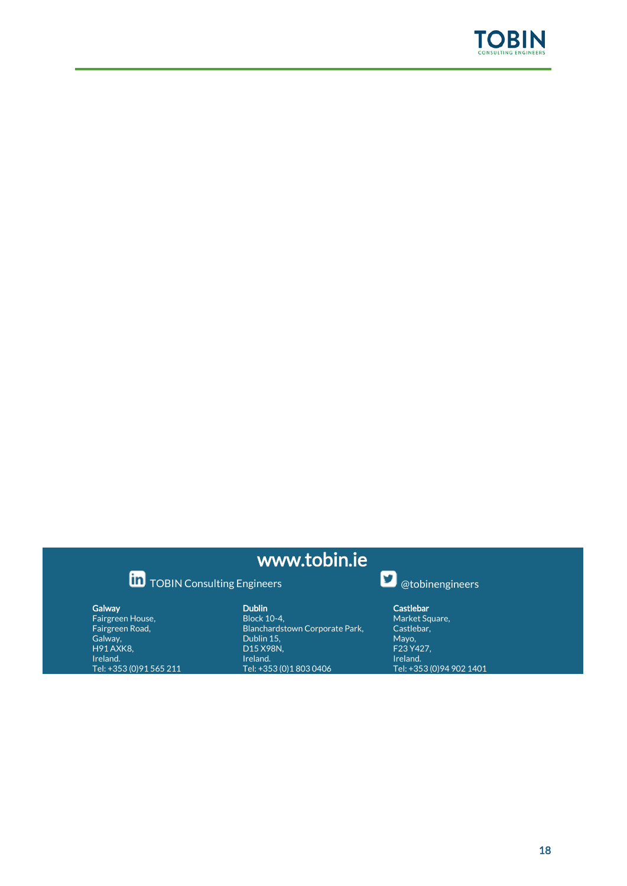www.tobin.ie

TOBIN Consulting Engineers

@tobinengineers

**Galway**
Fairgreen House,
Fairgreen Road,
Galway,
H91 AXK8,
Ireland.
Tel: +353 (0)91 565 211

**Dublin**
Block 10-4,
Blanchardstown Corporate Park,
Dublin 15,
D15 X98N,
Ireland.
Tel: +353 (0)1 803 0406

**Castlebar**
Market Square,
Castlebar,
Mayo,
F23 Y427,
Ireland.
Tel: +353 (0)94 902 1401